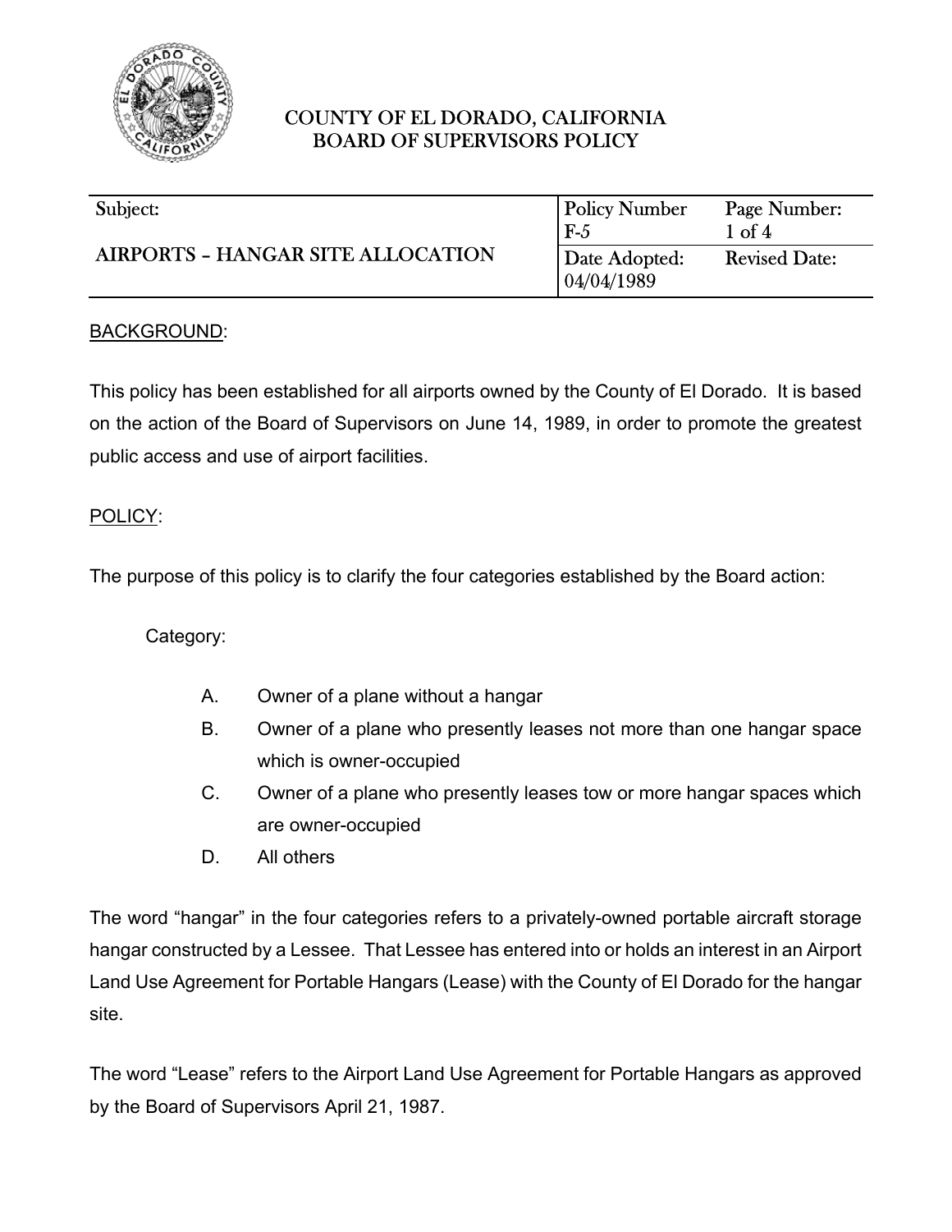COUNTY OF EL DORADO, CALIFORNIA
BOARD OF SUPERVISORS POLICY

| Subject: | Policy Number | Page Number: |
|---|---|---|
| **AIRPORTS – HANGAR SITE ALLOCATION** | F-5 | 1 of 4 |
| | Date Adopted: 04/04/1989 | Revised Date: |

BACKGROUND:

This policy has been established for all airports owned by the County of El Dorado. It is based on the action of the Board of Supervisors on June 14, 1989, in order to promote the greatest public access and use of airport facilities.

POLICY:

The purpose of this policy is to clarify the four categories established by the Board action:

Category:

A. Owner of a plane without a hangar
B. Owner of a plane who presently leases not more than one hangar space which is owner-occupied
C. Owner of a plane who presently leases tow or more hangar spaces which are owner-occupied
D. All others

The word "hangar" in the four categories refers to a privately-owned portable aircraft storage hangar constructed by a Lessee. That Lessee has entered into or holds an interest in an Airport Land Use Agreement for Portable Hangars (Lease) with the County of El Dorado for the hangar site.

The word "Lease" refers to the Airport Land Use Agreement for Portable Hangars as approved by the Board of Supervisors April 21, 1987.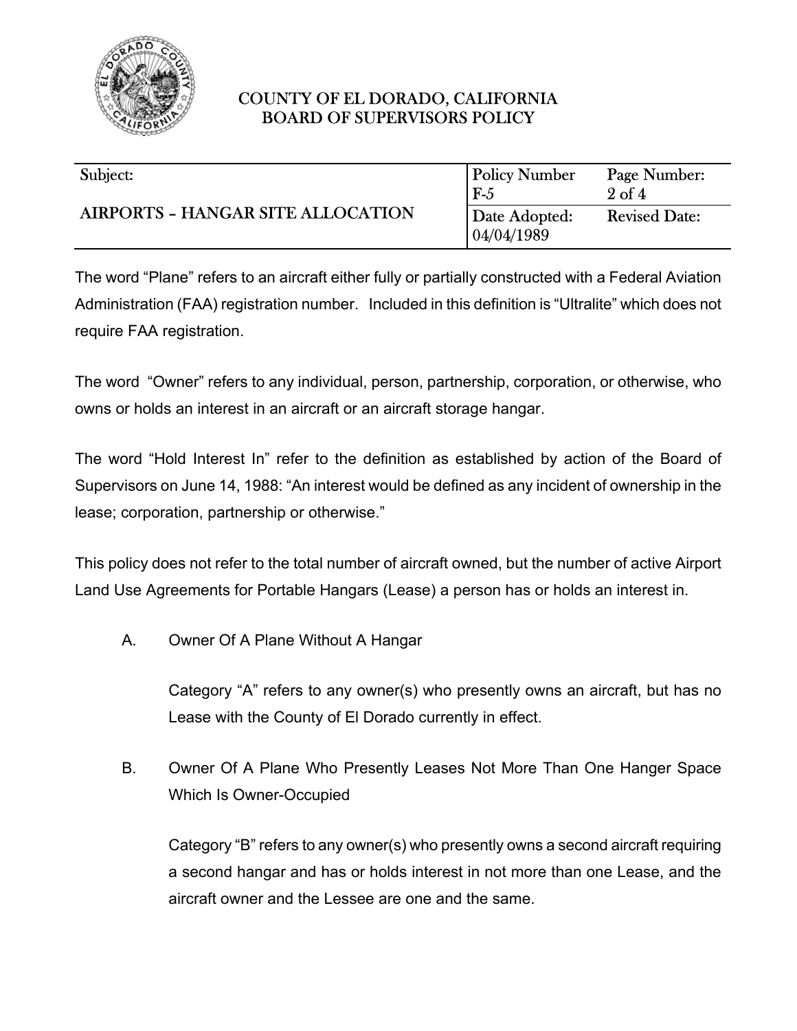The word "Plane" refers to an aircraft either fully or partially constructed with a Federal Aviation Administration (FAA) registration number. Included in this definition is "Ultralite" which does not require FAA registration.

The word "Owner" refers to any individual, person, partnership, corporation, or otherwise, who owns or holds an interest in an aircraft or an aircraft storage hangar.

The word "Hold Interest In" refer to the definition as established by action of the Board of Supervisors on June 14, 1988: "An interest would be defined as any incident of ownership in the lease; corporation, partnership or otherwise."

This policy does not refer to the total number of aircraft owned, but the number of active Airport Land Use Agreements for Portable Hangars (Lease) a person has or holds an interest in.

A. Owner Of A Plane Without A Hangar

   Category "A" refers to any owner(s) who presently owns an aircraft, but has no Lease with the County of El Dorado currently in effect.

B. Owner Of A Plane Who Presently Leases Not More Than One Hanger Space Which Is Owner-Occupied

   Category "B" refers to any owner(s) who presently owns a second aircraft requiring a second hangar and has or holds interest in not more than one Lease, and the aircraft owner and the Lessee are one and the same.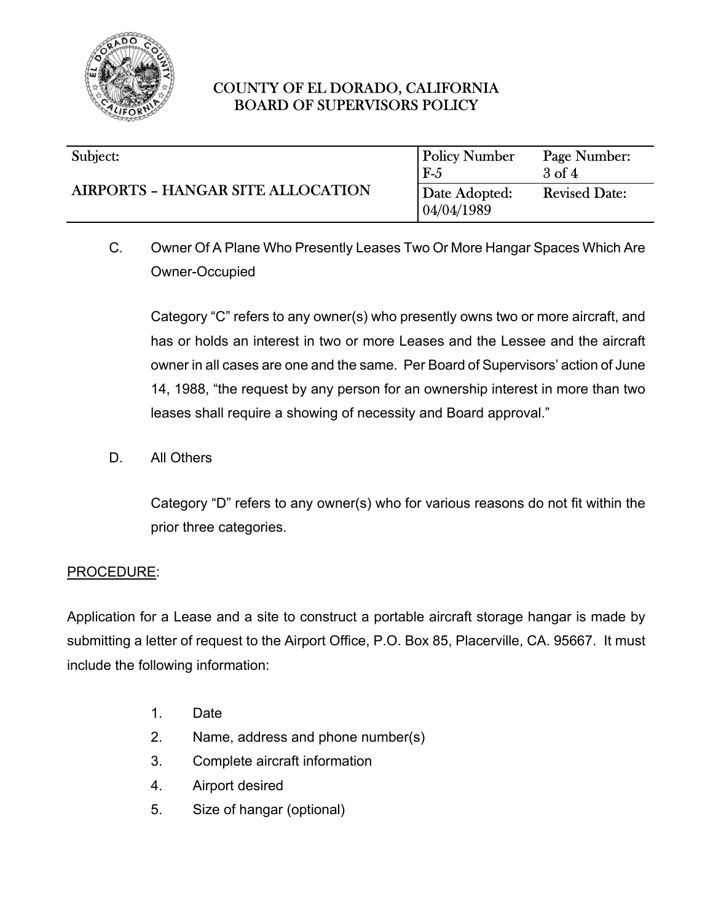C. Owner Of A Plane Who Presently Leases Two Or More Hangar Spaces Which Are Owner-Occupied

Category "C" refers to any owner(s) who presently owns two or more aircraft, and has or holds an interest in two or more Leases and the Lessee and the aircraft owner in all cases are one and the same. Per Board of Supervisors' action of June 14, 1988, "the request by any person for an ownership interest in more than two leases shall require a showing of necessity and Board approval."

D. All Others

Category "D" refers to any owner(s) who for various reasons do not fit within the prior three categories.

PROCEDURE:

Application for a Lease and a site to construct a portable aircraft storage hangar is made by submitting a letter of request to the Airport Office, P.O. Box 85, Placerville, CA. 95667. It must include the following information:

1. Date
2. Name, address and phone number(s)
3. Complete aircraft information
4. Airport desired
5. Size of hangar (optional)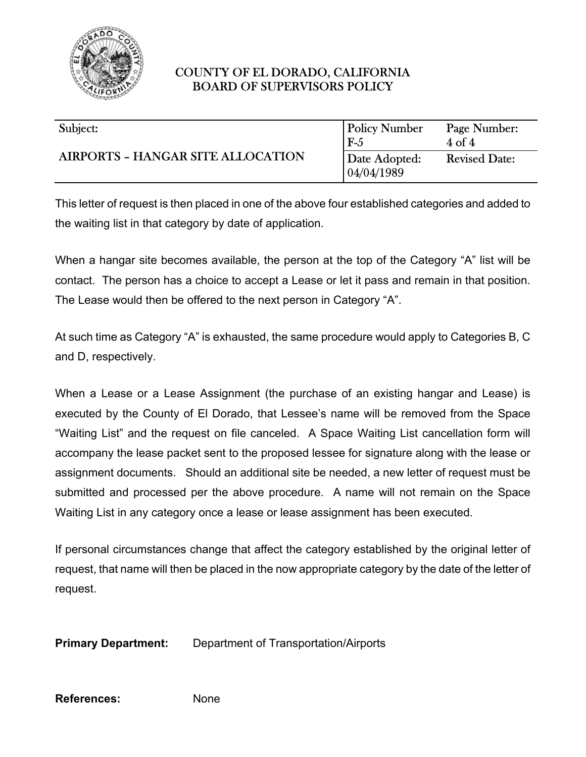This letter of request is then placed in one of the above four established categories and added to the waiting list in that category by date of application.

When a hangar site becomes available, the person at the top of the Category “A” list will be contact. The person has a choice to accept a Lease or let it pass and remain in that position. The Lease would then be offered to the next person in Category “A”.

At such time as Category “A” is exhausted, the same procedure would apply to Categories B, C and D, respectively.

When a Lease or a Lease Assignment (the purchase of an existing hangar and Lease) is executed by the County of El Dorado, that Lessee’s name will be removed from the Space “Waiting List” and the request on file canceled. A Space Waiting List cancellation form will accompany the lease packet sent to the proposed lessee for signature along with the lease or assignment documents. Should an additional site be needed, a new letter of request must be submitted and processed per the above procedure. A name will not remain on the Space Waiting List in any category once a lease or lease assignment has been executed.

If personal circumstances change that affect the category established by the original letter of request, that name will then be placed in the now appropriate category by the date of the letter of request.

**Primary Department:** Department of Transportation/Airports

**References:** None